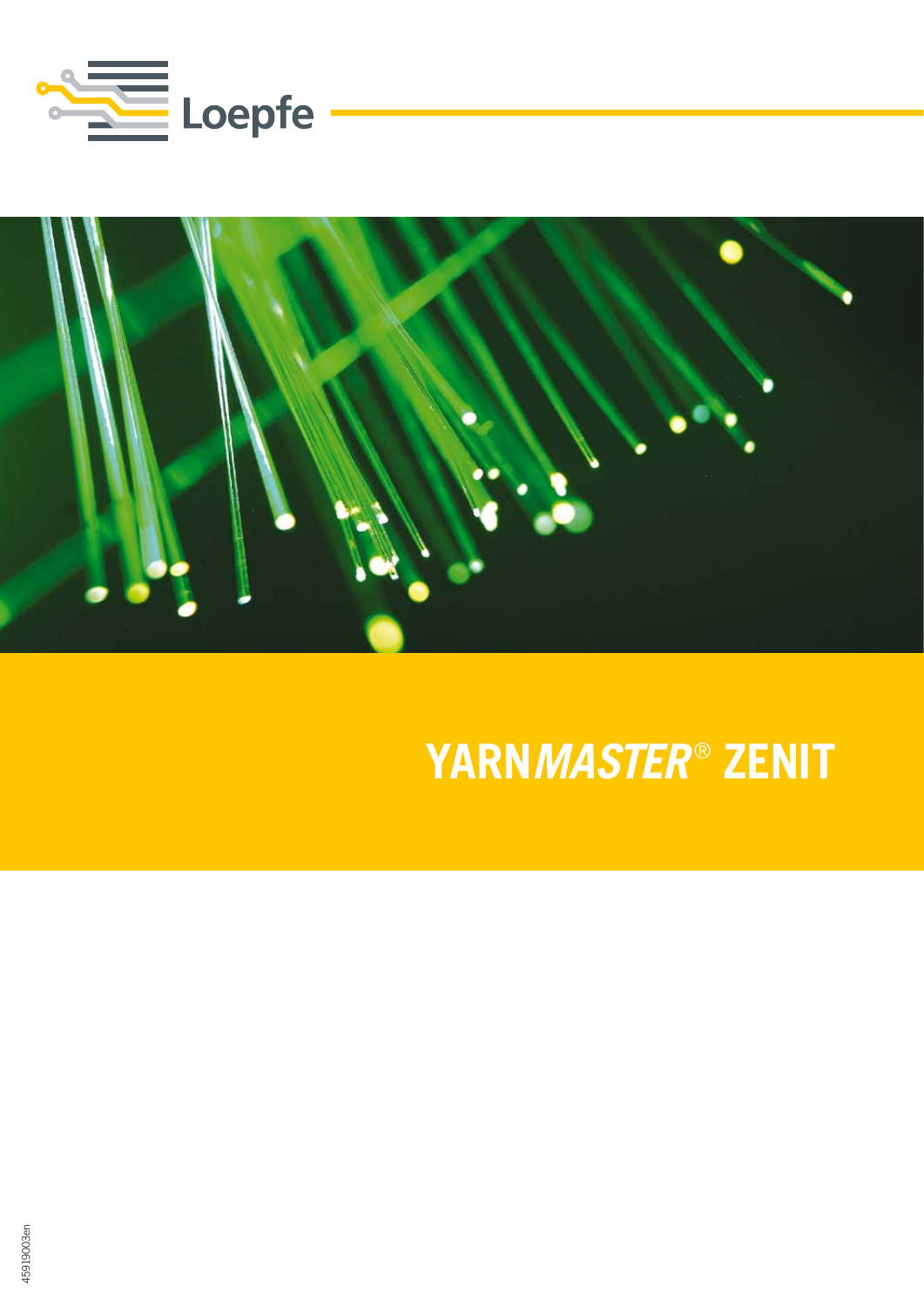Loepfe

# YARN*MASTER*® ZENIT

45919003en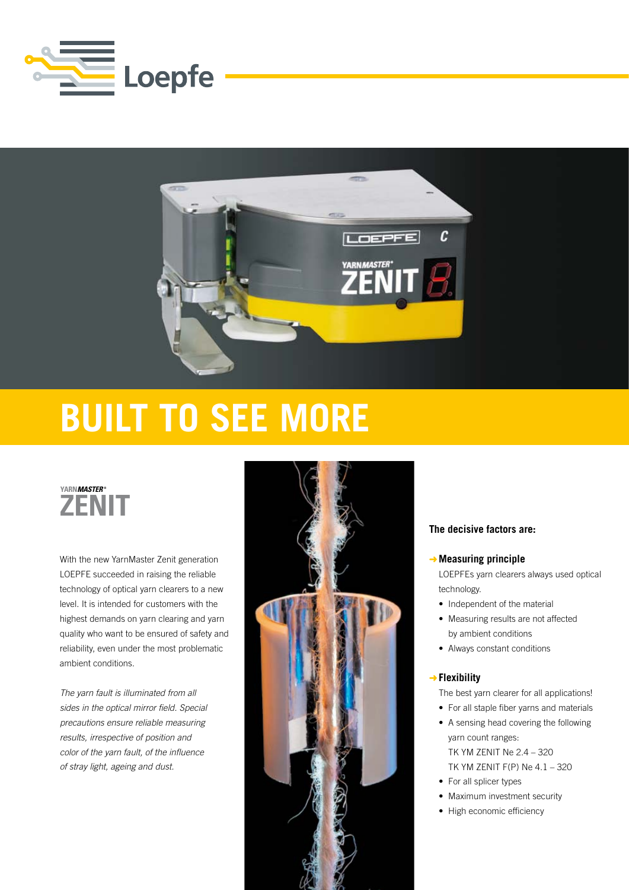# BUILT TO SEE MORE

## YARNMASTER® ZENIT

With the new YarnMaster Zenit generation LOEPFE succeeded in raising the reliable technology of optical yarn clearers to a new level. It is intended for customers with the highest demands on yarn clearing and yarn quality who want to be ensured of safety and reliability, even under the most problematic ambient conditions.

*The yarn fault is illuminated from all sides in the optical mirror field. Special precautions ensure reliable measuring results, irrespective of position and color of the yarn fault, of the influence of stray light, ageing and dust.*

**The decisive factors are:**

**→ Measuring principle**

LOEPFEs yarn clearers always used optical technology.

- Independent of the material
- Measuring results are not affected by ambient conditions
- Always constant conditions

**→ Flexibility**

The best yarn clearer for all applications!

- For all staple fiber yarns and materials
- A sensing head covering the following yarn count ranges:
  TK YM ZENIT Ne 2.4 – 320
  TK YM ZENIT F(P) Ne 4.1 – 320
- For all splicer types
- Maximum investment security
- High economic efficiency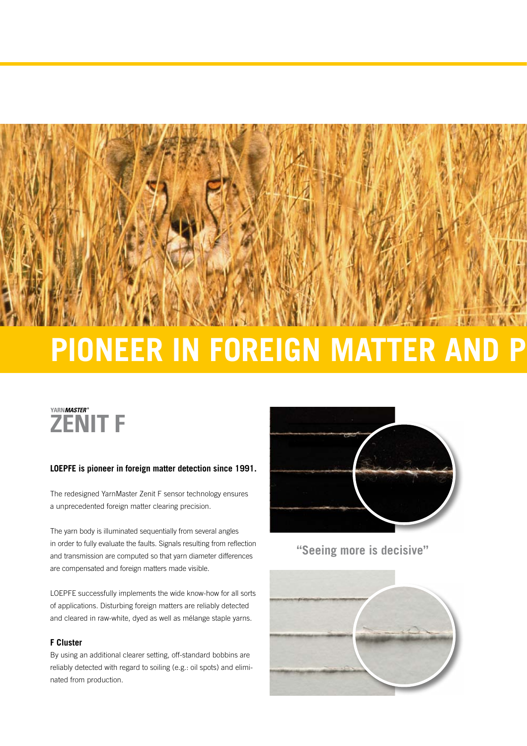# PIONEER IN FOREIGN MATTER AND P

YARN*MASTER*®

## ZENIT F

**LOEPFE is pioneer in foreign matter detection since 1991.**

The redesigned YarnMaster Zenit F sensor technology ensures a unprecedented foreign matter clearing precision.

The yarn body is illuminated sequentially from several angles in order to fully evaluate the faults. Signals resulting from reflection and transmission are computed so that yarn diameter differences are compensated and foreign matters made visible.

LOEPFE successfully implements the wide know-how for all sorts of applications. Disturbing foreign matters are reliably detected and cleared in raw-white, dyed as well as mélange staple yarns.

### F Cluster

By using an additional clearer setting, off-standard bobbins are reliably detected with regard to soiling (e.g.: oil spots) and eliminated from production.

**"Seeing more is decisive"**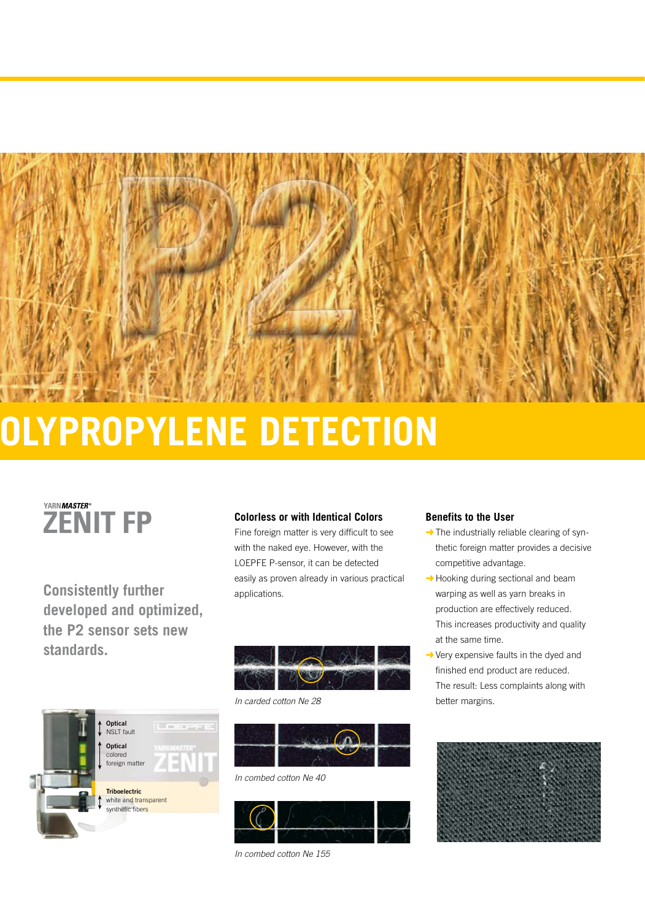# OLYPROPYLENE DETECTION

YARNMASTER®

## ZENIT FP

**Consistently further developed and optimized, the P2 sensor sets new standards.**

Optical
NSLT fault

Optical
colored
foreign matter

Triboelectric
white and transparent
synthetic fibers

### Colorless or with Identical Colors

Fine foreign matter is very difficult to see with the naked eye. However, with the LOEPFE P-sensor, it can be detected easily as proven already in various practical applications.

*In carded cotton Ne 28*

*In combed cotton Ne 40*

*In combed cotton Ne 155*

### Benefits to the User

- The industrially reliable clearing of synthetic foreign matter provides a decisive competitive advantage.
- Hooking during sectional and beam warping as well as yarn breaks in production are effectively reduced. This increases productivity and quality at the same time.
- Very expensive faults in the dyed and finished end product are reduced. The result: Less complaints along with better margins.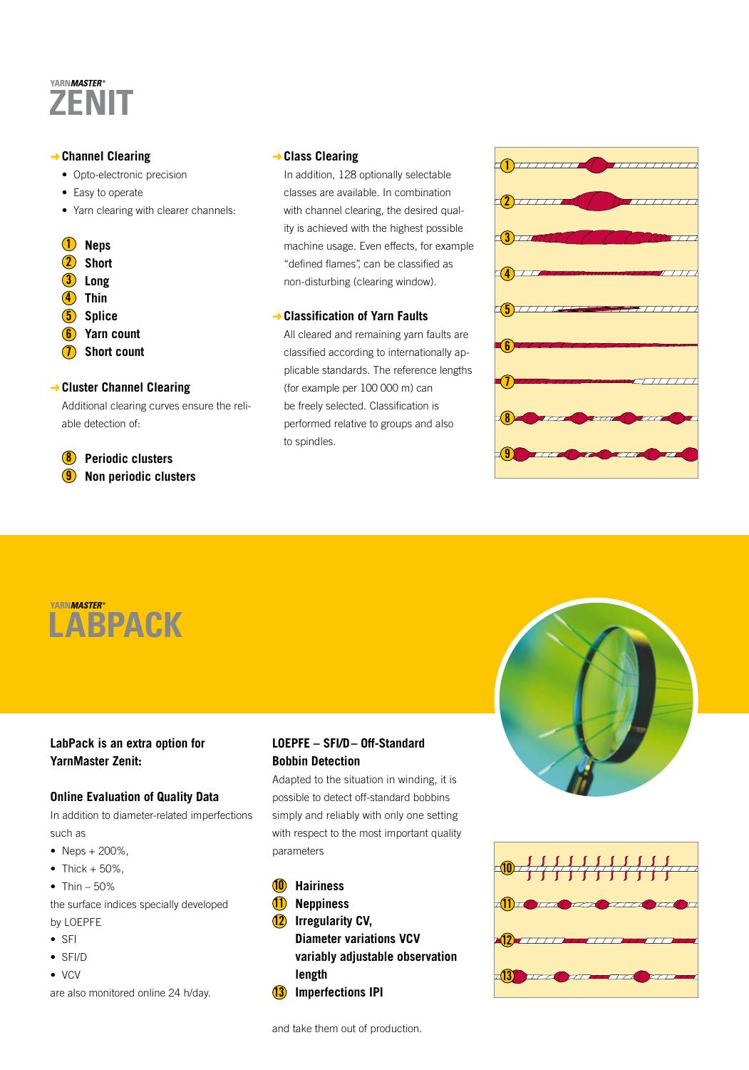# YARNMASTER® ZENIT

### → Channel Clearing

- Opto-electronic precision
- Easy to operate
- Yarn clearing with clearer channels:

1. **Neps**
2. **Short**
3. **Long**
4. **Thin**
5. **Splice**
6. **Yarn count**
7. **Short count**

### → Cluster Channel Clearing

Additional clearing curves ensure the reliable detection of:

8. **Periodic clusters**
9. **Non periodic clusters**

### → Class Clearing

In addition, 128 optionally selectable classes are available. In combination with channel clearing, the desired quality is achieved with the highest possible machine usage. Even effects, for example "defined flames", can be classified as non-disturbing (clearing window).

### → Classification of Yarn Faults

All cleared and remaining yarn faults are classified according to internationally applicable standards. The reference lengths (for example per 100 000 m) can be freely selected. Classification is performed relative to groups and also to spindles.

# YARNMASTER® LABPACK

**LabPack is an extra option for YarnMaster Zenit:**

### Online Evaluation of Quality Data

In addition to diameter-related imperfections such as

- Neps + 200%,
- Thick + 50%,
- Thin – 50%

the surface indices specially developed by LOEPFE

- SFI
- SFI/D
- VCV

are also monitored online 24 h/day.

### LOEPFE – SFI/D – Off-Standard Bobbin Detection

Adapted to the situation in winding, it is possible to detect off-standard bobbins simply and reliably with only one setting with respect to the most important quality parameters

10. **Hairiness**
11. **Neppiness**
12. **Irregularity CV, Diameter variations VCV variably adjustable observation length**
13. **Imperfections IPI**

and take them out of production.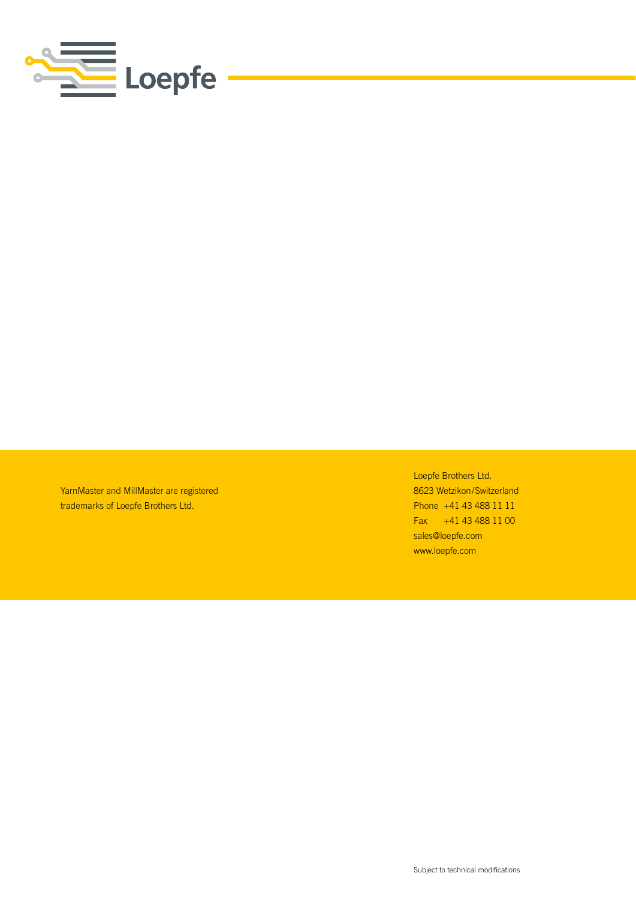Loepfe

YarnMaster and MillMaster are registered trademarks of Loepfe Brothers Ltd.

Loepfe Brothers Ltd.
8623 Wetzikon/Switzerland
Phone +41 43 488 11 11
Fax +41 43 488 11 00
sales@loepfe.com
www.loepfe.com

Subject to technical modifications